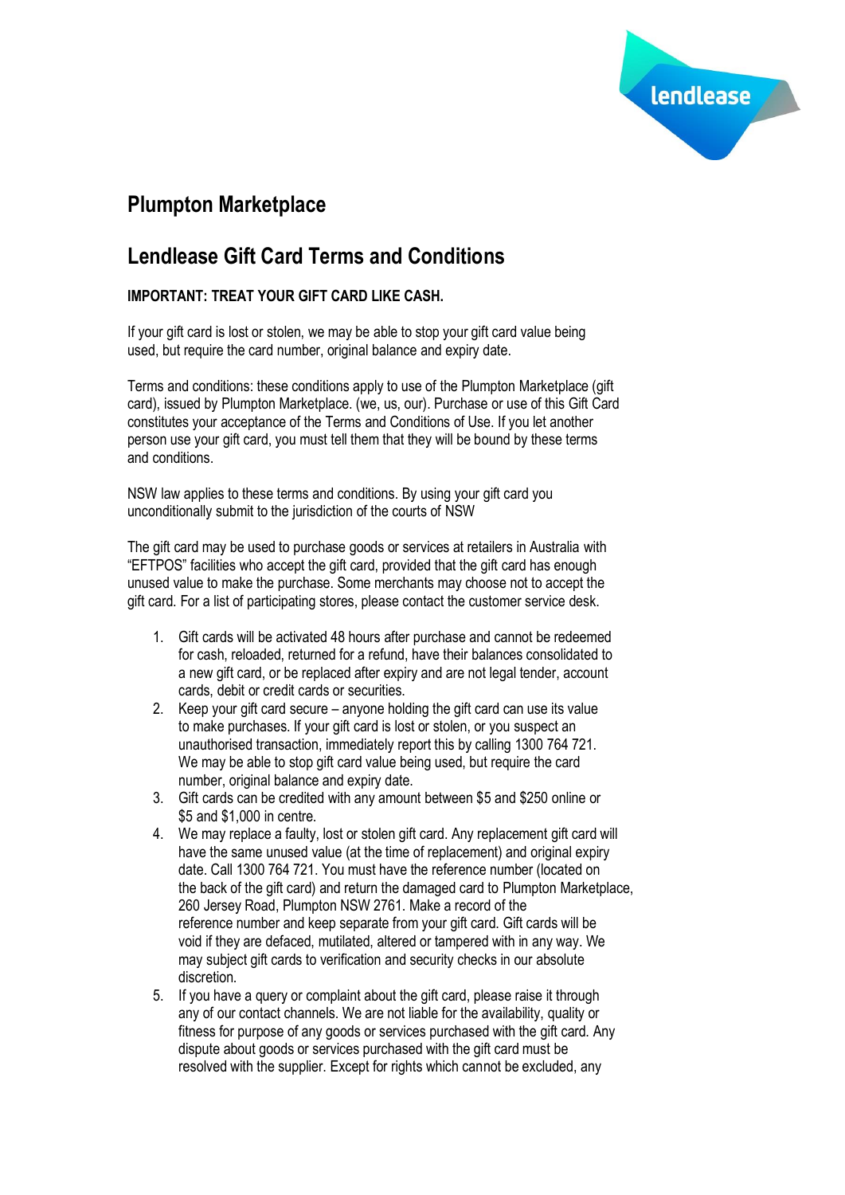lendlease

## Plumpton Marketplace

## Lendlease Gift Card Terms and Conditions

**IMPORTANT: TREAT YOUR GIFT CARD LIKE CASH.**

If your gift card is lost or stolen, we may be able to stop your gift card value being used, but require the card number, original balance and expiry date.

Terms and conditions: these conditions apply to use of the Plumpton Marketplace (gift card), issued by Plumpton Marketplace. (we, us, our). Purchase or use of this Gift Card constitutes your acceptance of the Terms and Conditions of Use. If you let another person use your gift card, you must tell them that they will be bound by these terms and conditions.

NSW law applies to these terms and conditions. By using your gift card you unconditionally submit to the jurisdiction of the courts of NSW

The gift card may be used to purchase goods or services at retailers in Australia with "EFTPOS" facilities who accept the gift card, provided that the gift card has enough unused value to make the purchase. Some merchants may choose not to accept the gift card. For a list of participating stores, please contact the customer service desk.

1. Gift cards will be activated 48 hours after purchase and cannot be redeemed for cash, reloaded, returned for a refund, have their balances consolidated to a new gift card, or be replaced after expiry and are not legal tender, account cards, debit or credit cards or securities.
2. Keep your gift card secure – anyone holding the gift card can use its value to make purchases. If your gift card is lost or stolen, or you suspect an unauthorised transaction, immediately report this by calling 1300 764 721. We may be able to stop gift card value being used, but require the card number, original balance and expiry date.
3. Gift cards can be credited with any amount between $5 and $250 online or $5 and $1,000 in centre.
4. We may replace a faulty, lost or stolen gift card. Any replacement gift card will have the same unused value (at the time of replacement) and original expiry date. Call 1300 764 721. You must have the reference number (located on the back of the gift card) and return the damaged card to Plumpton Marketplace, 260 Jersey Road, Plumpton NSW 2761. Make a record of the reference number and keep separate from your gift card. Gift cards will be void if they are defaced, mutilated, altered or tampered with in any way. We may subject gift cards to verification and security checks in our absolute discretion.
5. If you have a query or complaint about the gift card, please raise it through any of our contact channels. We are not liable for the availability, quality or fitness for purpose of any goods or services purchased with the gift card. Any dispute about goods or services purchased with the gift card must be resolved with the supplier. Except for rights which cannot be excluded, any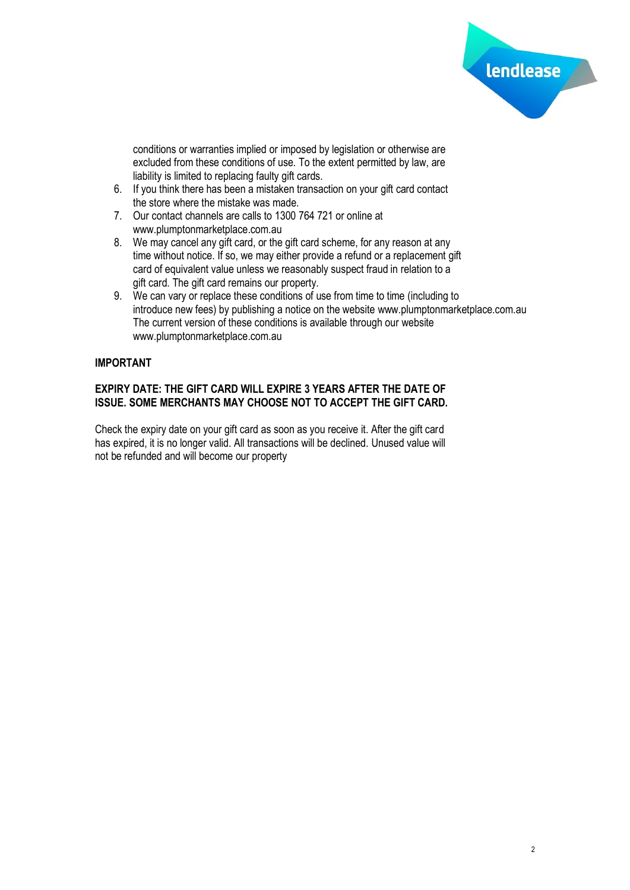conditions or warranties implied or imposed by legislation or otherwise are excluded from these conditions of use. To the extent permitted by law, are liability is limited to replacing faulty gift cards.

6. If you think there has been a mistaken transaction on your gift card contact the store where the mistake was made.
7. Our contact channels are calls to 1300 764 721 or online at www.plumptonmarketplace.com.au
8. We may cancel any gift card, or the gift card scheme, for any reason at any time without notice. If so, we may either provide a refund or a replacement gift card of equivalent value unless we reasonably suspect fraud in relation to a gift card. The gift card remains our property.
9. We can vary or replace these conditions of use from time to time (including to introduce new fees) by publishing a notice on the website www.plumptonmarketplace.com.au The current version of these conditions is available through our website www.plumptonmarketplace.com.au

**IMPORTANT**

**EXPIRY DATE: THE GIFT CARD WILL EXPIRE 3 YEARS AFTER THE DATE OF ISSUE. SOME MERCHANTS MAY CHOOSE NOT TO ACCEPT THE GIFT CARD.**

Check the expiry date on your gift card as soon as you receive it. After the gift card has expired, it is no longer valid. All transactions will be declined. Unused value will not be refunded and will become our property